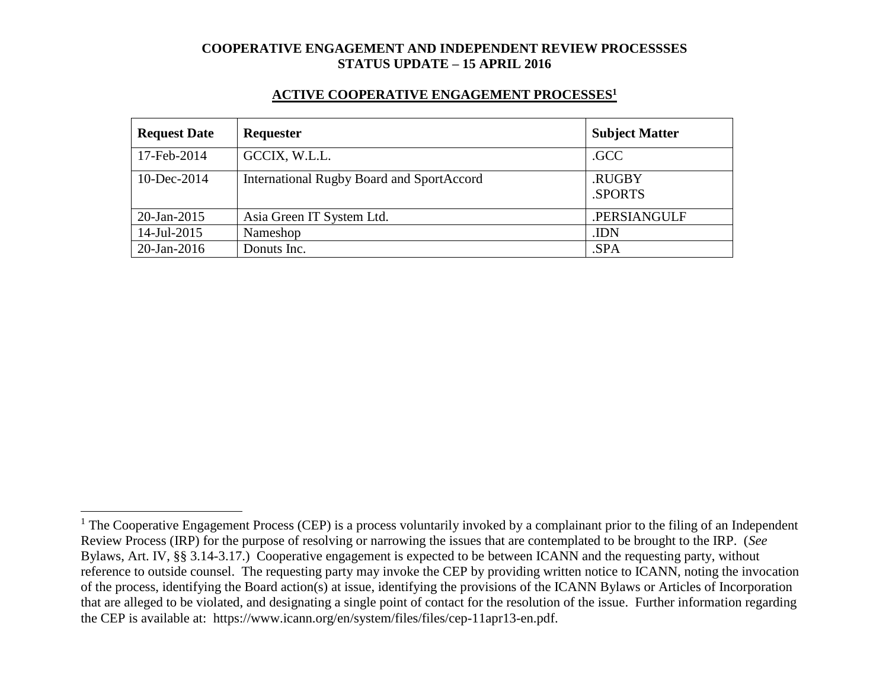**COOPERATIVE ENGAGEMENT AND INDEPENDENT REVIEW PROCESSSES**
**STATUS UPDATE – 15 APRIL 2016**

## ACTIVE COOPERATIVE ENGAGEMENT PROCESSES[1]

| Request Date | Requester | Subject Matter |
|---|---|---|
| 17-Feb-2014 | GCCIX, W.L.L. | .GCC |
| 10-Dec-2014 | International Rugby Board and SportAccord | .RUGBY<br>.SPORTS |
| 20-Jan-2015 | Asia Green IT System Ltd. | .PERSIANGULF |
| 14-Jul-2015 | Nameshop | .IDN |
| 20-Jan-2016 | Donuts Inc. | .SPA |

[1] The Cooperative Engagement Process (CEP) is a process voluntarily invoked by a complainant prior to the filing of an Independent Review Process (IRP) for the purpose of resolving or narrowing the issues that are contemplated to be brought to the IRP. (*See* Bylaws, Art. IV, §§ 3.14-3.17.) Cooperative engagement is expected to be between ICANN and the requesting party, without reference to outside counsel. The requesting party may invoke the CEP by providing written notice to ICANN, noting the invocation of the process, identifying the Board action(s) at issue, identifying the provisions of the ICANN Bylaws or Articles of Incorporation that are alleged to be violated, and designating a single point of contact for the resolution of the issue. Further information regarding the CEP is available at: https://www.icann.org/en/system/files/files/cep-11apr13-en.pdf.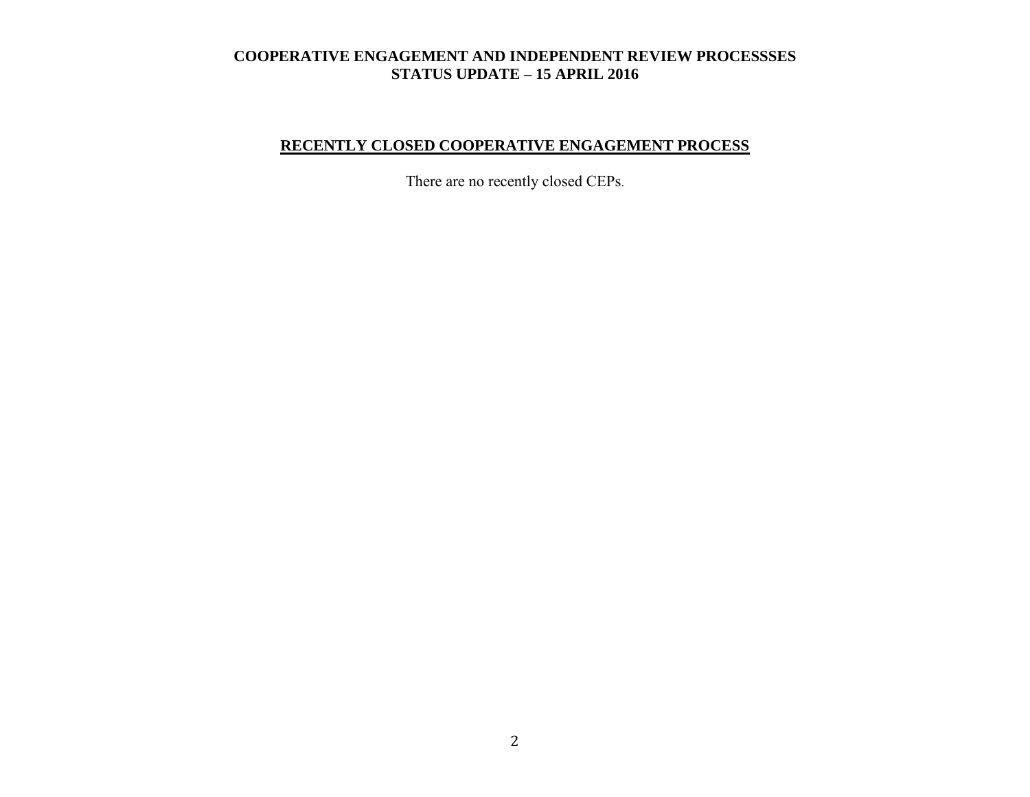**COOPERATIVE ENGAGEMENT AND INDEPENDENT REVIEW PROCESSSES**
**STATUS UPDATE – 15 APRIL 2016**

## RECENTLY CLOSED COOPERATIVE ENGAGEMENT PROCESS

There are no recently closed CEPs.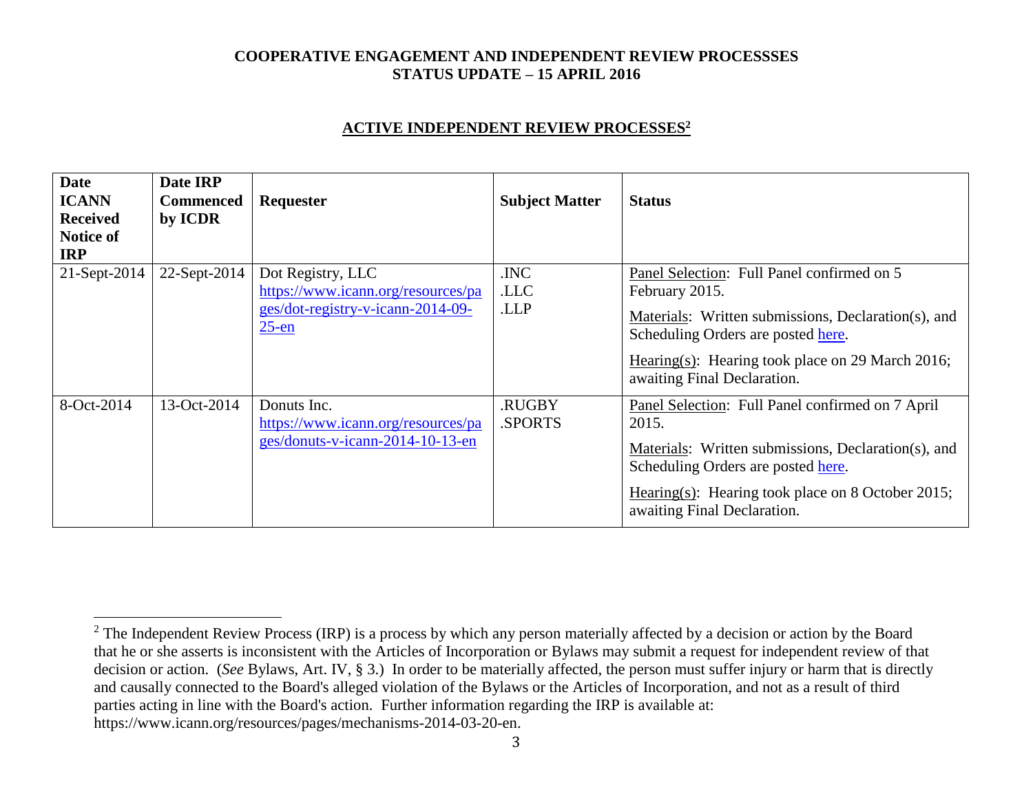**COOPERATIVE ENGAGEMENT AND INDEPENDENT REVIEW PROCESSSES**
**STATUS UPDATE – 15 APRIL 2016**

## ACTIVE INDEPENDENT REVIEW PROCESSES[2]

| Date ICANN Received Notice of IRP | Date IRP Commenced by ICDR | Requester | Subject Matter | Status |
|---|---|---|---|---|
| 21-Sept-2014 | 22-Sept-2014 | Dot Registry, LLC https://www.icann.org/resources/pages/dot-registry-v-icann-2014-09-25-en | .INC .LLC .LLP | Panel Selection: Full Panel confirmed on 5 February 2015. Materials: Written submissions, Declaration(s), and Scheduling Orders are posted here. Hearing(s): Hearing took place on 29 March 2016; awaiting Final Declaration. |
| 8-Oct-2014 | 13-Oct-2014 | Donuts Inc. https://www.icann.org/resources/pages/donuts-v-icann-2014-10-13-en | .RUGBY .SPORTS | Panel Selection: Full Panel confirmed on 7 April 2015. Materials: Written submissions, Declaration(s), and Scheduling Orders are posted here. Hearing(s): Hearing took place on 8 October 2015; awaiting Final Declaration. |

[2] The Independent Review Process (IRP) is a process by which any person materially affected by a decision or action by the Board that he or she asserts is inconsistent with the Articles of Incorporation or Bylaws may submit a request for independent review of that decision or action. (*See* Bylaws, Art. IV, § 3.) In order to be materially affected, the person must suffer injury or harm that is directly and causally connected to the Board's alleged violation of the Bylaws or the Articles of Incorporation, and not as a result of third parties acting in line with the Board's action. Further information regarding the IRP is available at: https://www.icann.org/resources/pages/mechanisms-2014-03-20-en.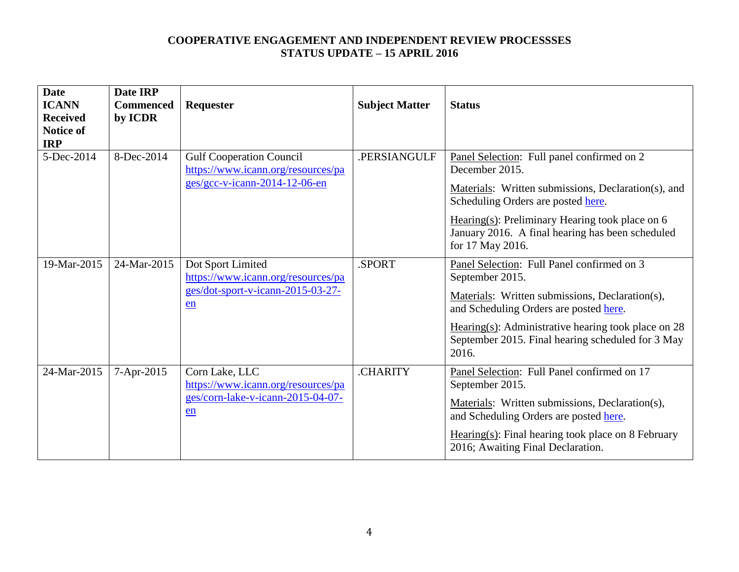**COOPERATIVE ENGAGEMENT AND INDEPENDENT REVIEW PROCESSSES**
**STATUS UPDATE – 15 APRIL 2016**

| Date ICANN Received Notice of IRP | Date IRP Commenced by ICDR | Requester | Subject Matter | Status |
|---|---|---|---|---|
| 5-Dec-2014 | 8-Dec-2014 | Gulf Cooperation Council https://www.icann.org/resources/pages/gcc-v-icann-2014-12-06-en | .PERSIANGULF | Panel Selection: Full panel confirmed on 2 December 2015.<br><br>Materials: Written submissions, Declaration(s), and Scheduling Orders are posted here.<br><br>Hearing(s): Preliminary Hearing took place on 6 January 2016. A final hearing has been scheduled for 17 May 2016. |
| 19-Mar-2015 | 24-Mar-2015 | Dot Sport Limited https://www.icann.org/resources/pages/dot-sport-v-icann-2015-03-27-en | .SPORT | Panel Selection: Full Panel confirmed on 3 September 2015.<br><br>Materials: Written submissions, Declaration(s), and Scheduling Orders are posted here.<br><br>Hearing(s): Administrative hearing took place on 28 September 2015. Final hearing scheduled for 3 May 2016. |
| 24-Mar-2015 | 7-Apr-2015 | Corn Lake, LLC https://www.icann.org/resources/pages/corn-lake-v-icann-2015-04-07-en | .CHARITY | Panel Selection: Full Panel confirmed on 17 September 2015.<br><br>Materials: Written submissions, Declaration(s), and Scheduling Orders are posted here.<br><br>Hearing(s): Final hearing took place on 8 February 2016; Awaiting Final Declaration. |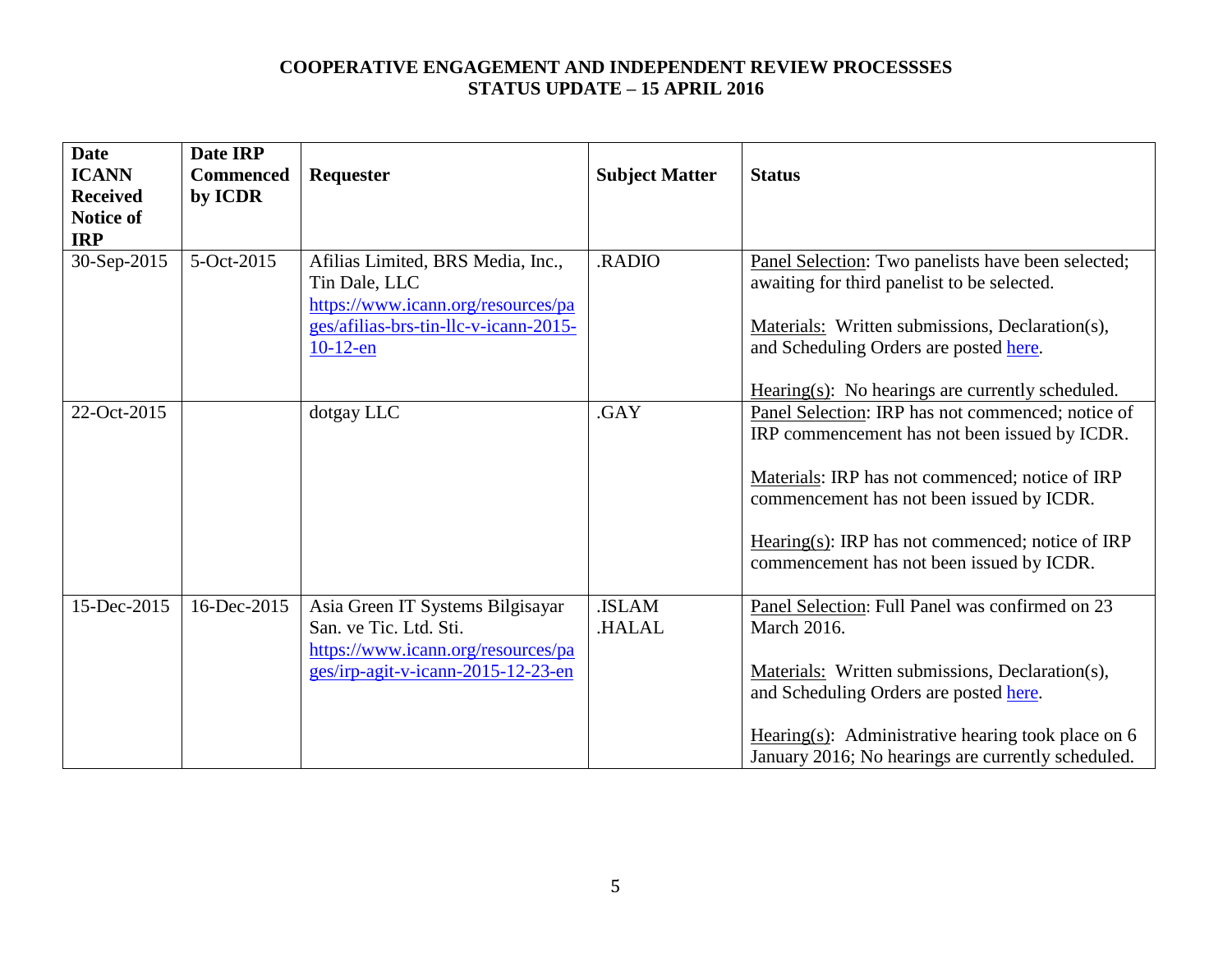**COOPERATIVE ENGAGEMENT AND INDEPENDENT REVIEW PROCESSSES**
**STATUS UPDATE – 15 APRIL 2016**

| Date ICANN Received Notice of IRP | Date IRP Commenced by ICDR | Requester | Subject Matter | Status |
|---|---|---|---|---|
| 30-Sep-2015 | 5-Oct-2015 | Afilias Limited, BRS Media, Inc., Tin Dale, LLC https://www.icann.org/resources/pages/afilias-brs-tin-llc-v-icann-2015-10-12-en | .RADIO | Panel Selection: Two panelists have been selected; awaiting for third panelist to be selected.<br><br>Materials: Written submissions, Declaration(s), and Scheduling Orders are posted here.<br><br>Hearing(s): No hearings are currently scheduled. |
| 22-Oct-2015 | | dotgay LLC | .GAY | Panel Selection: IRP has not commenced; notice of IRP commencement has not been issued by ICDR.<br><br>Materials: IRP has not commenced; notice of IRP commencement has not been issued by ICDR.<br><br>Hearing(s): IRP has not commenced; notice of IRP commencement has not been issued by ICDR. |
| 15-Dec-2015 | 16-Dec-2015 | Asia Green IT Systems Bilgisayar San. ve Tic. Ltd. Sti. https://www.icann.org/resources/pages/irp-agit-v-icann-2015-12-23-en | .ISLAM .HALAL | Panel Selection: Full Panel was confirmed on 23 March 2016.<br><br>Materials: Written submissions, Declaration(s), and Scheduling Orders are posted here.<br><br>Hearing(s): Administrative hearing took place on 6 January 2016; No hearings are currently scheduled. |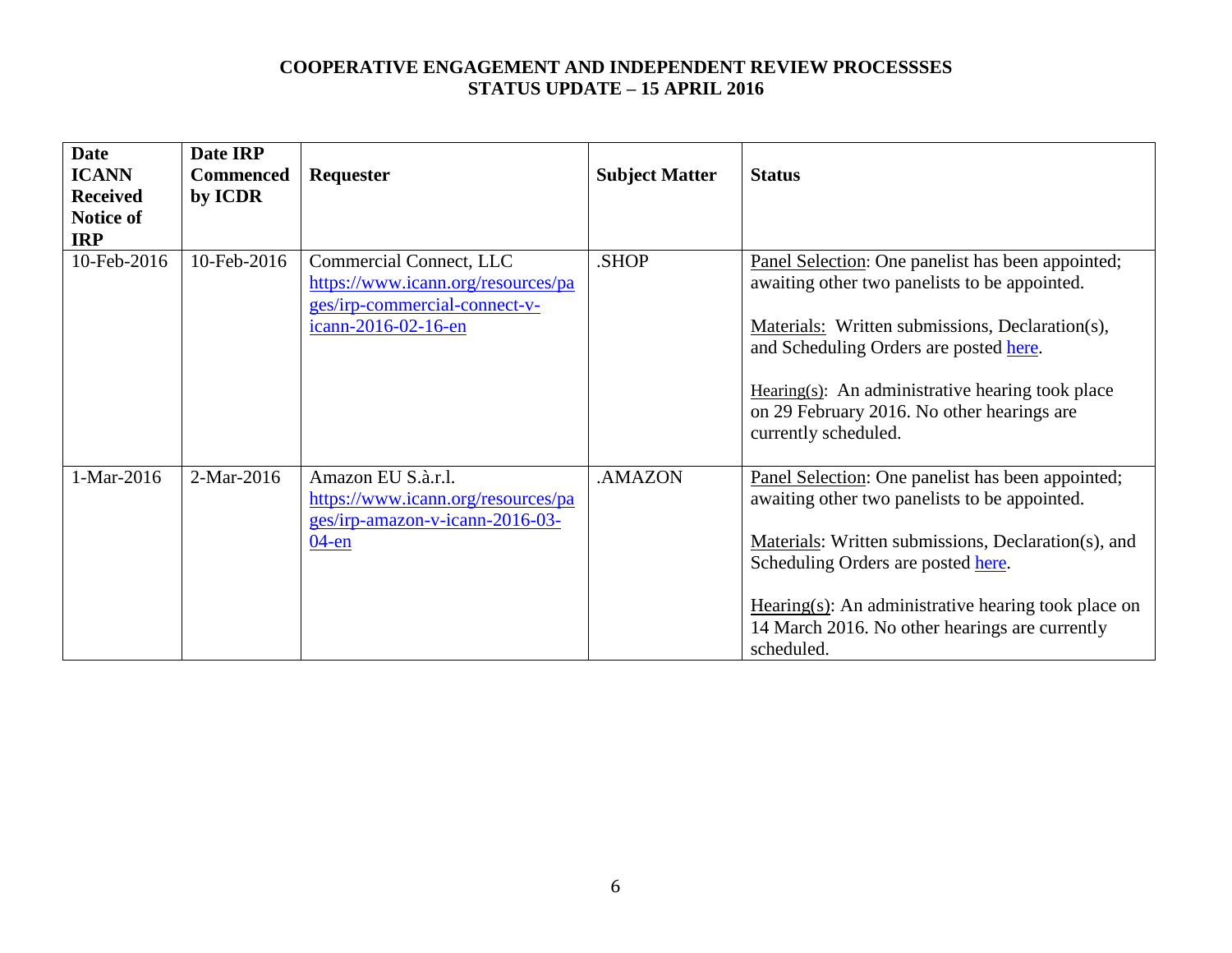**COOPERATIVE ENGAGEMENT AND INDEPENDENT REVIEW PROCESSSES**
**STATUS UPDATE – 15 APRIL 2016**

| Date ICANN Received Notice of IRP | Date IRP Commenced by ICDR | Requester | Subject Matter | Status |
|---|---|---|---|---|
| 10-Feb-2016 | 10-Feb-2016 | Commercial Connect, LLC https://www.icann.org/resources/pages/irp-commercial-connect-v-icann-2016-02-16-en | .SHOP | Panel Selection: One panelist has been appointed; awaiting other two panelists to be appointed.<br><br>Materials: Written submissions, Declaration(s), and Scheduling Orders are posted here.<br><br>Hearing(s): An administrative hearing took place on 29 February 2016. No other hearings are currently scheduled. |
| 1-Mar-2016 | 2-Mar-2016 | Amazon EU S.à.r.l. https://www.icann.org/resources/pages/irp-amazon-v-icann-2016-03-04-en | .AMAZON | Panel Selection: One panelist has been appointed; awaiting other two panelists to be appointed.<br><br>Materials: Written submissions, Declaration(s), and Scheduling Orders are posted here.<br><br>Hearing(s): An administrative hearing took place on 14 March 2016. No other hearings are currently scheduled. |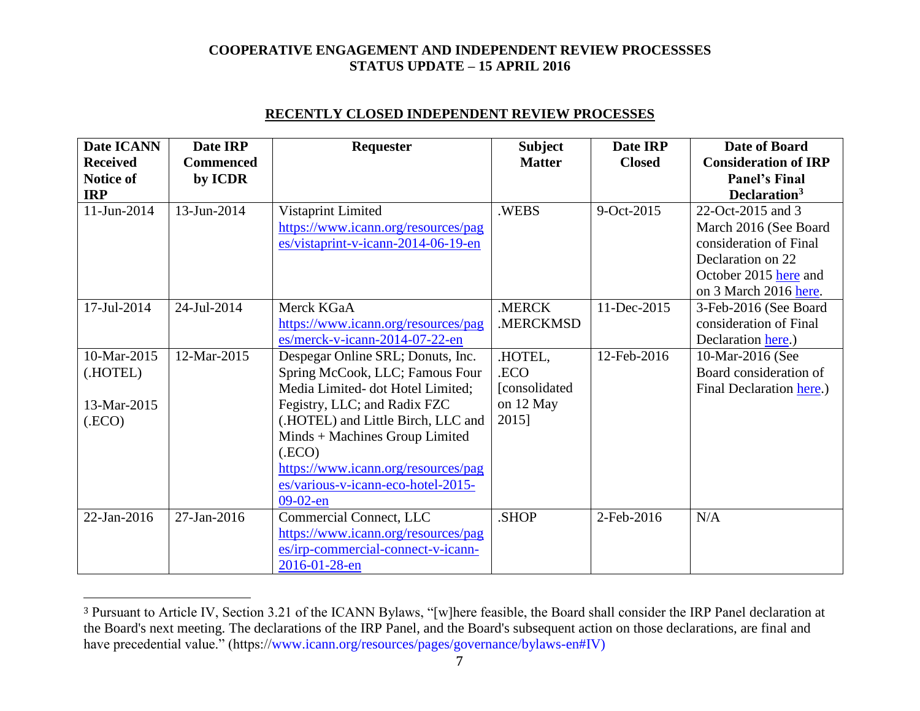**COOPERATIVE ENGAGEMENT AND INDEPENDENT REVIEW PROCESSSES**
**STATUS UPDATE – 15 APRIL 2016**

## RECENTLY CLOSED INDEPENDENT REVIEW PROCESSES

| Date ICANN Received Notice of IRP | Date IRP Commenced by ICDR | Requester | Subject Matter | Date IRP Closed | Date of Board Consideration of IRP Panel's Final Declaration[3] |
|---|---|---|---|---|---|
| 11-Jun-2014 | 13-Jun-2014 | Vistaprint Limited https://www.icann.org/resources/pages/vistaprint-v-icann-2014-06-19-en | .WEBS | 9-Oct-2015 | 22-Oct-2015 and 3 March 2016 (See Board consideration of Final Declaration on 22 October 2015 here and on 3 March 2016 here. |
| 17-Jul-2014 | 24-Jul-2014 | Merck KGaA https://www.icann.org/resources/pages/merck-v-icann-2014-07-22-en | .MERCK .MERCKMSD | 11-Dec-2015 | 3-Feb-2016 (See Board consideration of Final Declaration here.) |
| 10-Mar-2015 (.HOTEL) 13-Mar-2015 (.ECO) | 12-Mar-2015 | Despegar Online SRL; Donuts, Inc. Spring McCook, LLC; Famous Four Media Limited- dot Hotel Limited; Fegistry, LLC; and Radix FZC (.HOTEL) and Little Birch, LLC and Minds + Machines Group Limited (.ECO) https://www.icann.org/resources/pages/various-v-icann-eco-hotel-2015-09-02-en | .HOTEL, .ECO [consolidated on 12 May 2015] | 12-Feb-2016 | 10-Mar-2016 (See Board consideration of Final Declaration here.) |
| 22-Jan-2016 | 27-Jan-2016 | Commercial Connect, LLC https://www.icann.org/resources/pages/irp-commercial-connect-v-icann-2016-01-28-en | .SHOP | 2-Feb-2016 | N/A |

[3] Pursuant to Article IV, Section 3.21 of the ICANN Bylaws, "[w]here feasible, the Board shall consider the IRP Panel declaration at the Board's next meeting. The declarations of the IRP Panel, and the Board's subsequent action on those declarations, are final and have precedential value." (https://www.icann.org/resources/pages/governance/bylaws-en#IV)